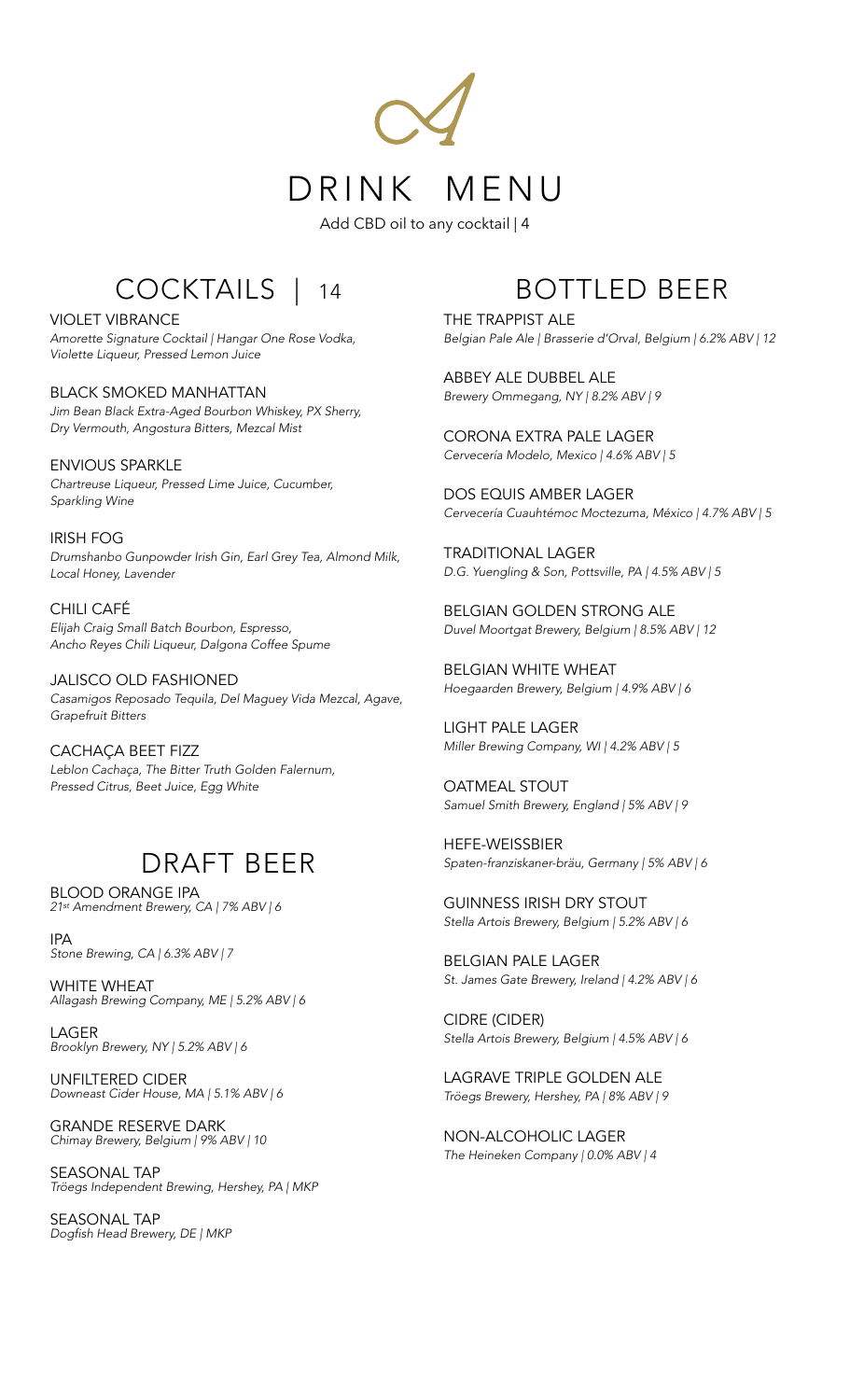// DRINK MENU

Add CBD oil to any cocktail | 4

## COCKTAILS | 14

VIOLET VIBRANCE
*Amorette Signature Cocktail | Hangar One Rose Vodka, Violette Liqueur, Pressed Lemon Juice*

BLACK SMOKED MANHATTAN
*Jim Bean Black Extra-Aged Bourbon Whiskey, PX Sherry, Dry Vermouth, Angostura Bitters, Mezcal Mist*

ENVIOUS SPARKLE
*Chartreuse Liqueur, Pressed Lime Juice, Cucumber, Sparkling Wine*

IRISH FOG
*Drumshanbo Gunpowder Irish Gin, Earl Grey Tea, Almond Milk, Local Honey, Lavender*

CHILI CAFÉ
*Elijah Craig Small Batch Bourbon, Espresso, Ancho Reyes Chili Liqueur, Dalgona Coffee Spume*

JALISCO OLD FASHIONED
*Casamigos Reposado Tequila, Del Maguey Vida Mezcal, Agave, Grapefruit Bitters*

CACHAÇA BEET FIZZ
*Leblon Cachaça, The Bitter Truth Golden Falernum, Pressed Citrus, Beet Juice, Egg White*

## DRAFT BEER

BLOOD ORANGE IPA
*21st Amendment Brewery, CA | 7% ABV | 6*

IPA
*Stone Brewing, CA | 6.3% ABV | 7*

WHITE WHEAT
*Allagash Brewing Company, ME | 5.2% ABV | 6*

LAGER
*Brooklyn Brewery, NY | 5.2% ABV | 6*

UNFILTERED CIDER
*Downeast Cider House, MA | 5.1% ABV | 6*

GRANDE RESERVE DARK
*Chimay Brewery, Belgium | 9% ABV | 10*

SEASONAL TAP
*Tröegs Independent Brewing, Hershey, PA | MKP*

SEASONAL TAP
*Dogfish Head Brewery, DE | MKP*

## BOTTLED BEER

THE TRAPPIST ALE
*Belgian Pale Ale | Brasserie d'Orval, Belgium | 6.2% ABV | 12*

ABBEY ALE DUBBEL ALE
*Brewery Ommegang, NY | 8.2% ABV | 9*

CORONA EXTRA PALE LAGER
*Cervecería Modelo, Mexico | 4.6% ABV | 5*

DOS EQUIS AMBER LAGER
*Cervecería Cuauhtémoc Moctezuma, México | 4.7% ABV | 5*

TRADITIONAL LAGER
*D.G. Yuengling & Son, Pottsville, PA | 4.5% ABV | 5*

BELGIAN GOLDEN STRONG ALE
*Duvel Moortgat Brewery, Belgium | 8.5% ABV | 12*

BELGIAN WHITE WHEAT
*Hoegaarden Brewery, Belgium | 4.9% ABV | 6*

LIGHT PALE LAGER
*Miller Brewing Company, WI | 4.2% ABV | 5*

OATMEAL STOUT
*Samuel Smith Brewery, England | 5% ABV | 9*

HEFE-WEISSBIER
*Spaten-franziskaner-bräu, Germany | 5% ABV | 6*

GUINNESS IRISH DRY STOUT
*Stella Artois Brewery, Belgium | 5.2% ABV | 6*

BELGIAN PALE LAGER
*St. James Gate Brewery, Ireland | 4.2% ABV | 6*

CIDRE (CIDER)
*Stella Artois Brewery, Belgium | 4.5% ABV | 6*

LAGRAVE TRIPLE GOLDEN ALE
*Tröegs Brewery, Hershey, PA | 8% ABV | 9*

NON-ALCOHOLIC LAGER
*The Heineken Company | 0.0% ABV | 4*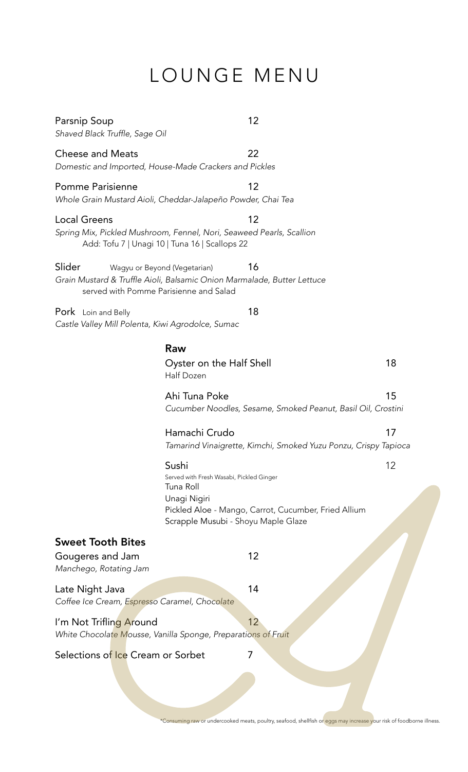# LOUNGE MENU

**Parsnip Soup** 12
*Shaved Black Truffle, Sage Oil*

**Cheese and Meats** 22
*Domestic and Imported, House-Made Crackers and Pickles*

**Pomme Parisienne** 12
*Whole Grain Mustard Aioli, Cheddar-Jalapeño Powder, Chai Tea*

**Local Greens** 12
*Spring Mix, Pickled Mushroom, Fennel, Nori, Seaweed Pearls, Scallion*
Add: Tofu 7 | Unagi 10 | Tuna 16 | Scallops 22

**Slider** Wagyu or Beyond (Vegetarian) 16
*Grain Mustard & Truffle Aioli, Balsamic Onion Marmalade, Butter Lettuce*
served with Pomme Parisienne and Salad

**Pork** Loin and Belly 18
*Castle Valley Mill Polenta, Kiwi Agrodolce, Sumac*

## Raw

**Oyster on the Half Shell** 18
Half Dozen

**Ahi Tuna Poke** 15
*Cucumber Noodles, Sesame, Smoked Peanut, Basil Oil, Crostini*

**Hamachi Crudo** 17
*Tamarind Vinaigrette, Kimchi, Smoked Yuzu Ponzu, Crispy Tapioca*

**Sushi** 12
Served with Fresh Wasabi, Pickled Ginger
Tuna Roll
Unagi Nigiri
Pickled Aloe - Mango, Carrot, Cucumber, Fried Allium
Scrapple Musubi - Shoyu Maple Glaze

## Sweet Tooth Bites

**Gougeres and Jam** 12
*Manchego, Rotating Jam*

**Late Night Java** 14
*Coffee Ice Cream, Espresso Caramel, Chocolate*

**I'm Not Trifling Around** 12
*White Chocolate Mousse, Vanilla Sponge, Preparations of Fruit*

**Selections of Ice Cream or Sorbet** 7

*Consuming raw or undercooked meats, poultry, seafood, shellfish or eggs may increase your risk of foodborne illness.